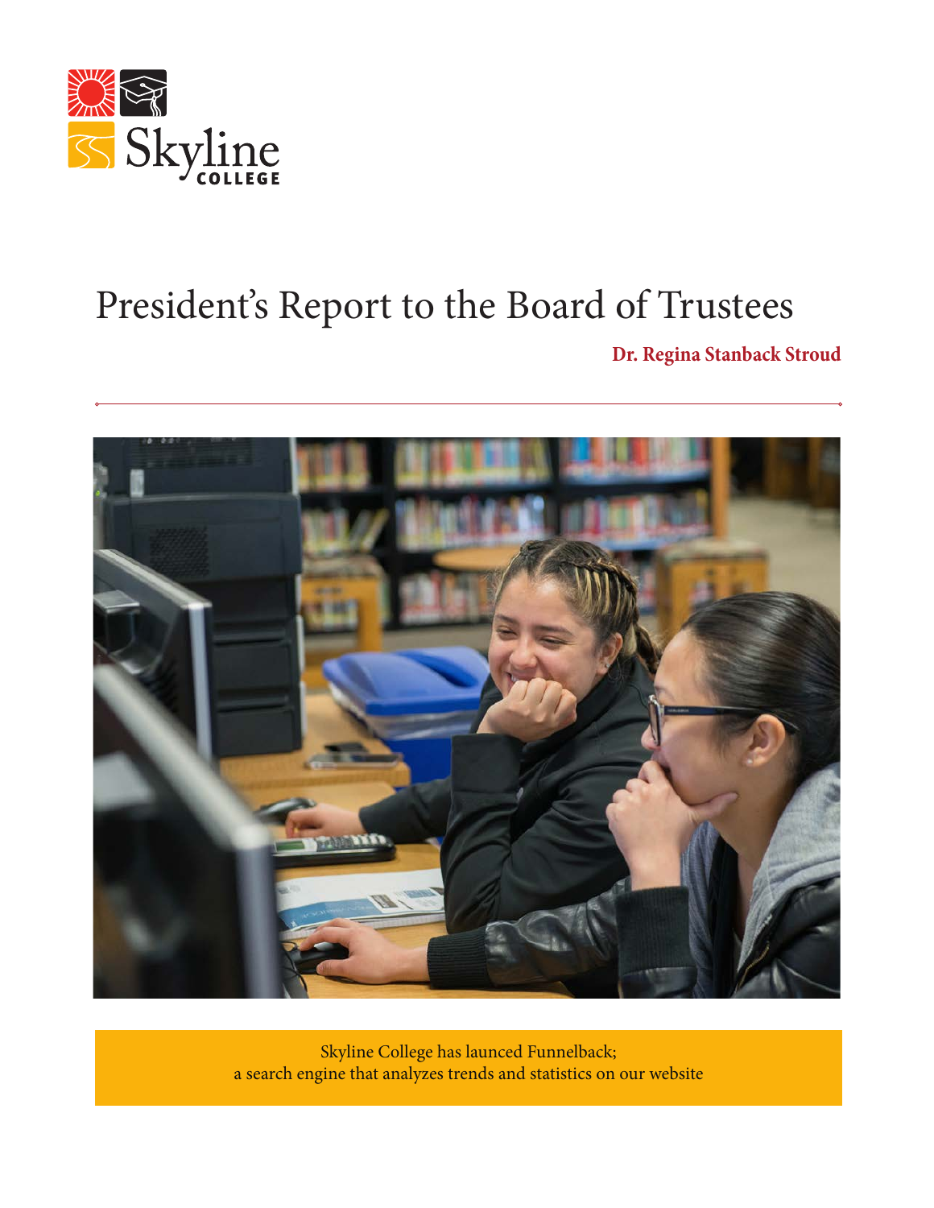Skyline COLLEGE

# President's Report to the Board of Trustees

**Dr. Regina Stanback Stroud**

Skyline College has launced Funnelback;
a search engine that analyzes trends and statistics on our website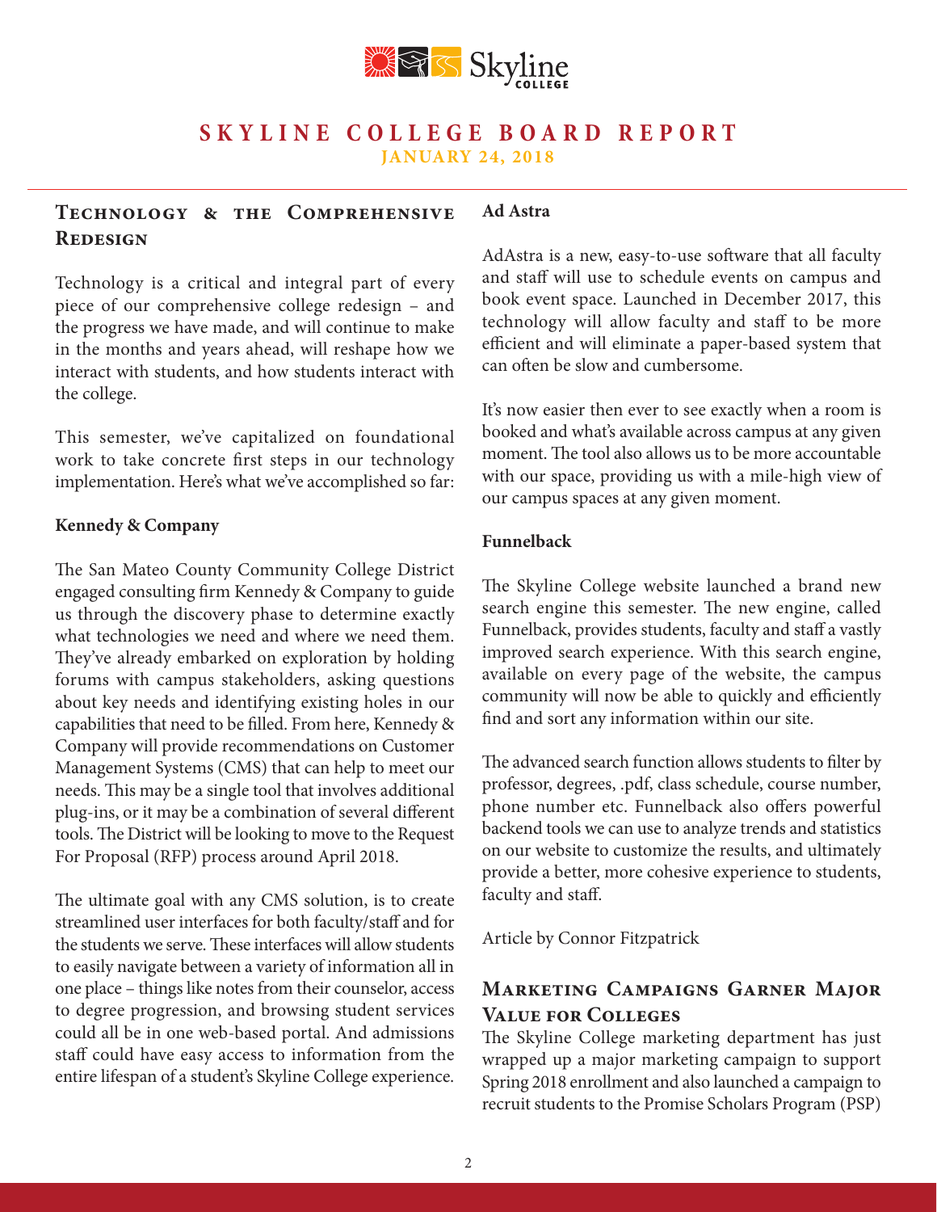# Skyline College Board Report

**January 24, 2018**

## Technology & the Comprehensive Redesign

Technology is a critical and integral part of every piece of our comprehensive college redesign – and the progress we have made, and will continue to make in the months and years ahead, will reshape how we interact with students, and how students interact with the college.

This semester, we've capitalized on foundational work to take concrete first steps in our technology implementation. Here's what we've accomplished so far:

**Kennedy & Company**

The San Mateo County Community College District engaged consulting firm Kennedy & Company to guide us through the discovery phase to determine exactly what technologies we need and where we need them. They've already embarked on exploration by holding forums with campus stakeholders, asking questions about key needs and identifying existing holes in our capabilities that need to be filled. From here, Kennedy & Company will provide recommendations on Customer Management Systems (CMS) that can help to meet our needs. This may be a single tool that involves additional plug-ins, or it may be a combination of several different tools. The District will be looking to move to the Request For Proposal (RFP) process around April 2018.

The ultimate goal with any CMS solution, is to create streamlined user interfaces for both faculty/staff and for the students we serve. These interfaces will allow students to easily navigate between a variety of information all in one place – things like notes from their counselor, access to degree progression, and browsing student services could all be in one web-based portal. And admissions staff could have easy access to information from the entire lifespan of a student's Skyline College experience.

**Ad Astra**

AdAstra is a new, easy-to-use software that all faculty and staff will use to schedule events on campus and book event space. Launched in December 2017, this technology will allow faculty and staff to be more efficient and will eliminate a paper-based system that can often be slow and cumbersome.

It's now easier then ever to see exactly when a room is booked and what's available across campus at any given moment. The tool also allows us to be more accountable with our space, providing us with a mile-high view of our campus spaces at any given moment.

**Funnelback**

The Skyline College website launched a brand new search engine this semester. The new engine, called Funnelback, provides students, faculty and staff a vastly improved search experience. With this search engine, available on every page of the website, the campus community will now be able to quickly and efficiently find and sort any information within our site.

The advanced search function allows students to filter by professor, degrees, .pdf, class schedule, course number, phone number etc. Funnelback also offers powerful backend tools we can use to analyze trends and statistics on our website to customize the results, and ultimately provide a better, more cohesive experience to students, faculty and staff.

Article by Connor Fitzpatrick

## Marketing Campaigns Garner Major Value for Colleges

The Skyline College marketing department has just wrapped up a major marketing campaign to support Spring 2018 enrollment and also launched a campaign to recruit students to the Promise Scholars Program (PSP)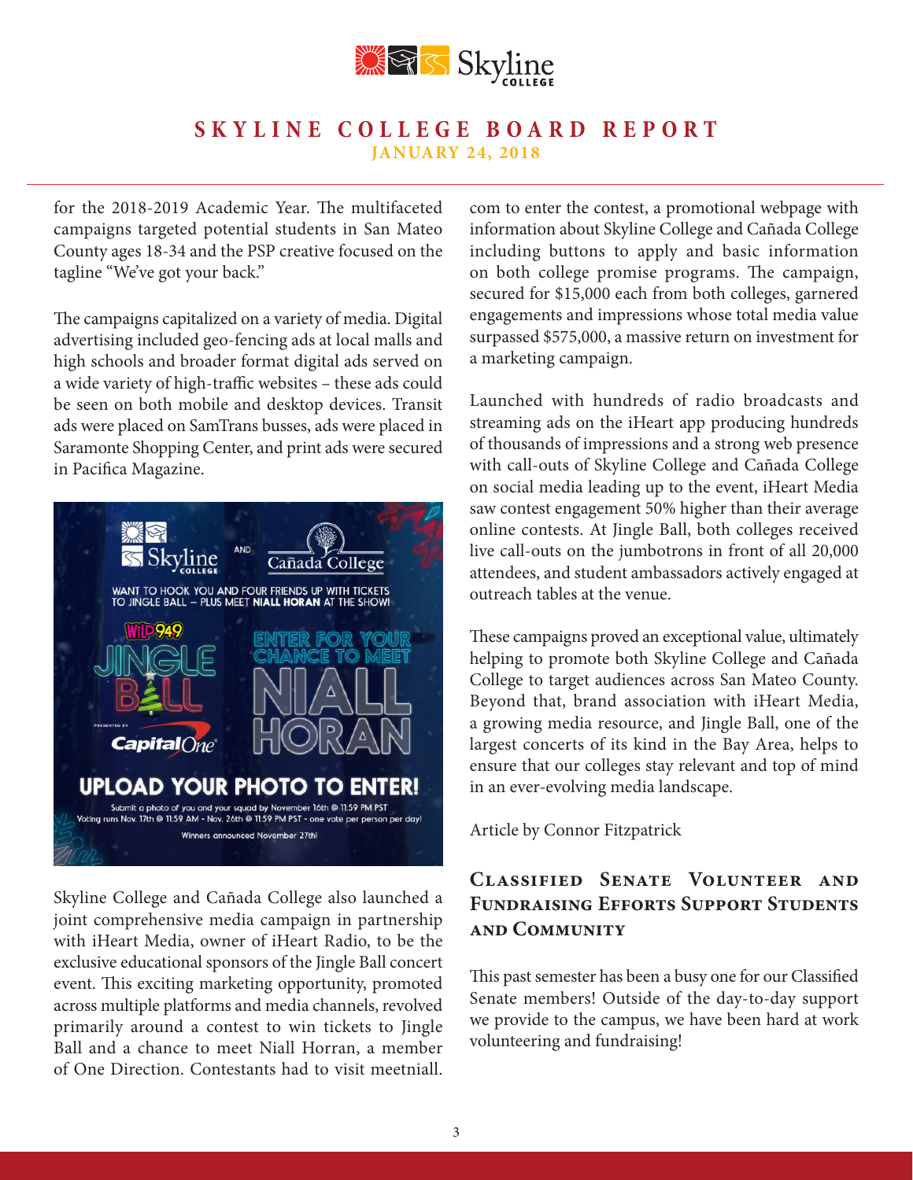for the 2018-2019 Academic Year. The multifaceted campaigns targeted potential students in San Mateo County ages 18-34 and the PSP creative focused on the tagline "We've got your back."

The campaigns capitalized on a variety of media. Digital advertising included geo-fencing ads at local malls and high schools and broader format digital ads served on a wide variety of high-traffic websites – these ads could be seen on both mobile and desktop devices. Transit ads were placed on SamTrans busses, ads were placed in Saramonte Shopping Center, and print ads were secured in Pacifica Magazine.

Skyline College and Cañada College also launched a joint comprehensive media campaign in partnership with iHeart Media, owner of iHeart Radio, to be the exclusive educational sponsors of the Jingle Ball concert event. This exciting marketing opportunity, promoted across multiple platforms and media channels, revolved primarily around a contest to win tickets to Jingle Ball and a chance to meet Niall Horran, a member of One Direction. Contestants had to visit meetniall.com to enter the contest, a promotional webpage with information about Skyline College and Cañada College including buttons to apply and basic information on both college promise programs. The campaign, secured for $15,000 each from both colleges, garnered engagements and impressions whose total media value surpassed $575,000, a massive return on investment for a marketing campaign.

Launched with hundreds of radio broadcasts and streaming ads on the iHeart app producing hundreds of thousands of impressions and a strong web presence with call-outs of Skyline College and Cañada College on social media leading up to the event, iHeart Media saw contest engagement 50% higher than their average online contests. At Jingle Ball, both colleges received live call-outs on the jumbotrons in front of all 20,000 attendees, and student ambassadors actively engaged at outreach tables at the venue.

These campaigns proved an exceptional value, ultimately helping to promote both Skyline College and Cañada College to target audiences across San Mateo County. Beyond that, brand association with iHeart Media, a growing media resource, and Jingle Ball, one of the largest concerts of its kind in the Bay Area, helps to ensure that our colleges stay relevant and top of mind in an ever-evolving media landscape.

Article by Connor Fitzpatrick

## Classified Senate Volunteer and Fundraising Efforts Support Students and Community

This past semester has been a busy one for our Classified Senate members! Outside of the day-to-day support we provide to the campus, we have been hard at work volunteering and fundraising!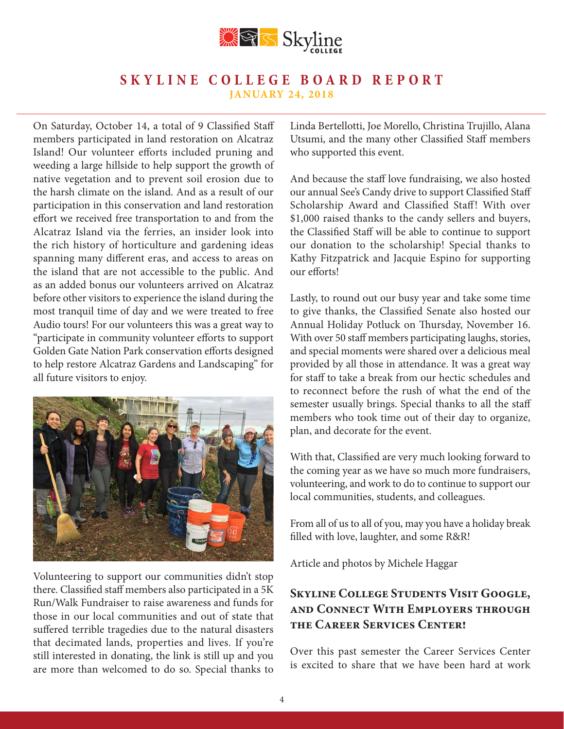On Saturday, October 14, a total of 9 Classified Staff members participated in land restoration on Alcatraz Island! Our volunteer efforts included pruning and weeding a large hillside to help support the growth of native vegetation and to prevent soil erosion due to the harsh climate on the island. And as a result of our participation in this conservation and land restoration effort we received free transportation to and from the Alcatraz Island via the ferries, an insider look into the rich history of horticulture and gardening ideas spanning many different eras, and access to areas on the island that are not accessible to the public. And as an added bonus our volunteers arrived on Alcatraz before other visitors to experience the island during the most tranquil time of day and we were treated to free Audio tours! For our volunteers this was a great way to "participate in community volunteer efforts to support Golden Gate Nation Park conservation efforts designed to help restore Alcatraz Gardens and Landscaping" for all future visitors to enjoy.

Volunteering to support our communities didn't stop there. Classified staff members also participated in a 5K Run/Walk Fundraiser to raise awareness and funds for those in our local communities and out of state that suffered terrible tragedies due to the natural disasters that decimated lands, properties and lives. If you're still interested in donating, the link is still up and you are more than welcomed to do so. Special thanks to Linda Bertellotti, Joe Morello, Christina Trujillo, Alana Utsumi, and the many other Classified Staff members who supported this event.

And because the staff love fundraising, we also hosted our annual See's Candy drive to support Classified Staff Scholarship Award and Classified Staff! With over $1,000 raised thanks to the candy sellers and buyers, the Classified Staff will be able to continue to support our donation to the scholarship! Special thanks to Kathy Fitzpatrick and Jacquie Espino for supporting our efforts!

Lastly, to round out our busy year and take some time to give thanks, the Classified Senate also hosted our Annual Holiday Potluck on Thursday, November 16. With over 50 staff members participating laughs, stories, and special moments were shared over a delicious meal provided by all those in attendance. It was a great way for staff to take a break from our hectic schedules and to reconnect before the rush of what the end of the semester usually brings. Special thanks to all the staff members who took time out of their day to organize, plan, and decorate for the event.

With that, Classified are very much looking forward to the coming year as we have so much more fundraisers, volunteering, and work to do to continue to support our local communities, students, and colleagues.

From all of us to all of you, may you have a holiday break filled with love, laughter, and some R&R!

Article and photos by Michele Haggar

## Skyline College Students Visit Google, and Connect With Employers through the Career Services Center!

Over this past semester the Career Services Center is excited to share that we have been hard at work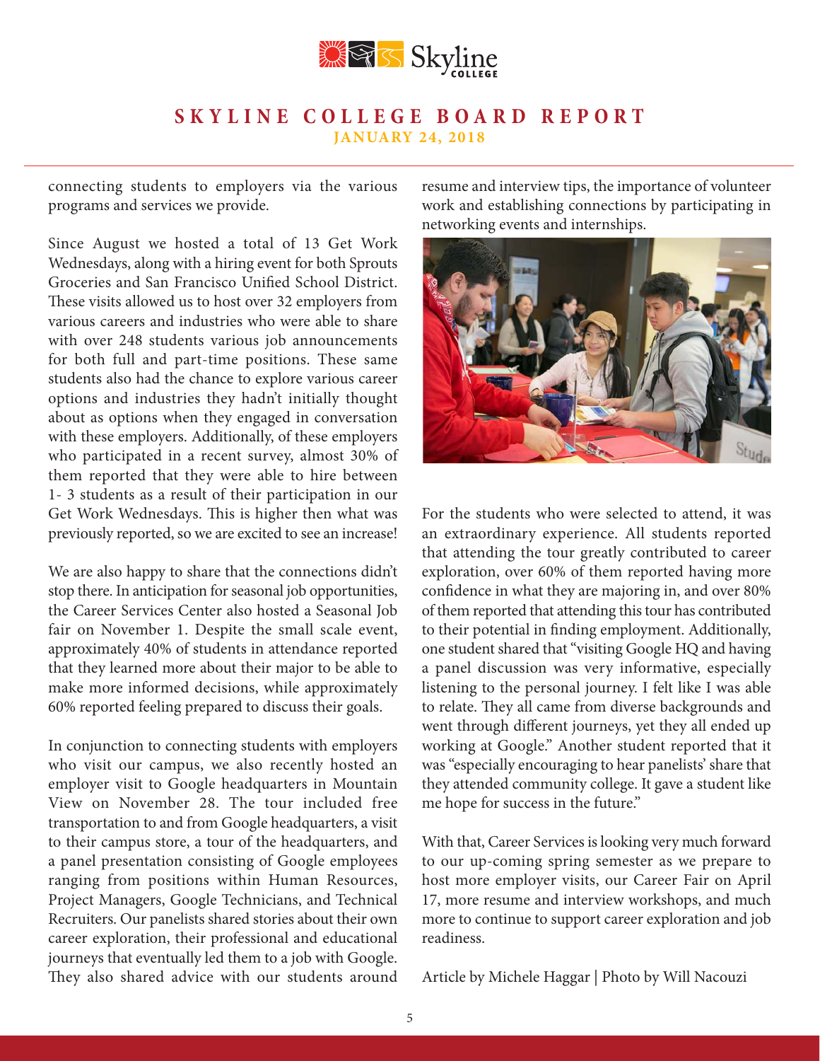connecting students to employers via the various programs and services we provide.

Since August we hosted a total of 13 Get Work Wednesdays, along with a hiring event for both Sprouts Groceries and San Francisco Unified School District. These visits allowed us to host over 32 employers from various careers and industries who were able to share with over 248 students various job announcements for both full and part-time positions. These same students also had the chance to explore various career options and industries they hadn't initially thought about as options when they engaged in conversation with these employers. Additionally, of these employers who participated in a recent survey, almost 30% of them reported that they were able to hire between 1- 3 students as a result of their participation in our Get Work Wednesdays. This is higher then what was previously reported, so we are excited to see an increase!

We are also happy to share that the connections didn't stop there. In anticipation for seasonal job opportunities, the Career Services Center also hosted a Seasonal Job fair on November 1. Despite the small scale event, approximately 40% of students in attendance reported that they learned more about their major to be able to make more informed decisions, while approximately 60% reported feeling prepared to discuss their goals.

In conjunction to connecting students with employers who visit our campus, we also recently hosted an employer visit to Google headquarters in Mountain View on November 28. The tour included free transportation to and from Google headquarters, a visit to their campus store, a tour of the headquarters, and a panel presentation consisting of Google employees ranging from positions within Human Resources, Project Managers, Google Technicians, and Technical Recruiters. Our panelists shared stories about their own career exploration, their professional and educational journeys that eventually led them to a job with Google. They also shared advice with our students around resume and interview tips, the importance of volunteer work and establishing connections by participating in networking events and internships.

For the students who were selected to attend, it was an extraordinary experience. All students reported that attending the tour greatly contributed to career exploration, over 60% of them reported having more confidence in what they are majoring in, and over 80% of them reported that attending this tour has contributed to their potential in finding employment. Additionally, one student shared that "visiting Google HQ and having a panel discussion was very informative, especially listening to the personal journey. I felt like I was able to relate. They all came from diverse backgrounds and went through different journeys, yet they all ended up working at Google." Another student reported that it was "especially encouraging to hear panelists' share that they attended community college. It gave a student like me hope for success in the future."

With that, Career Services is looking very much forward to our up-coming spring semester as we prepare to host more employer visits, our Career Fair on April 17, more resume and interview workshops, and much more to continue to support career exploration and job readiness.

Article by Michele Haggar | Photo by Will Nacouzi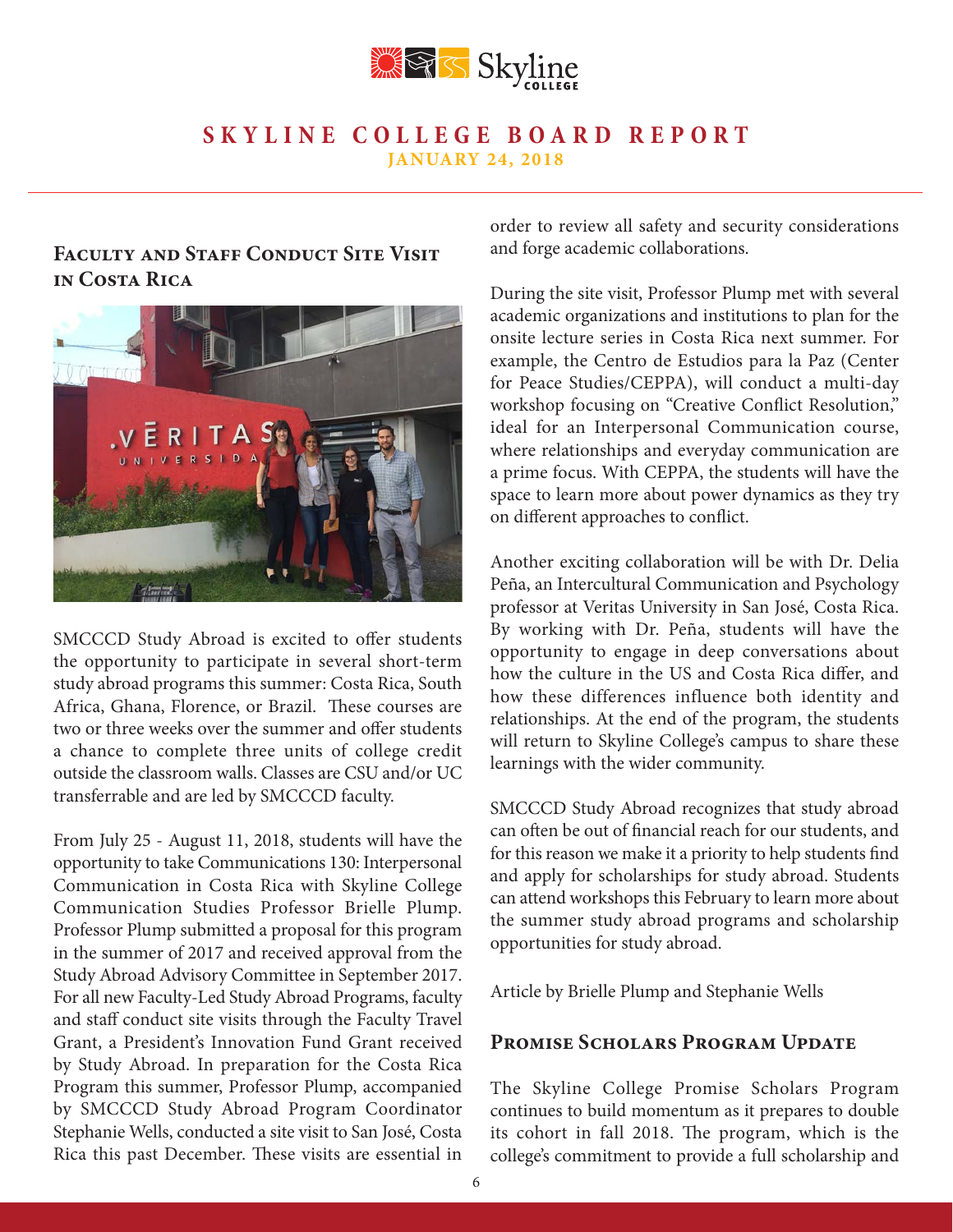# SKYLINE COLLEGE BOARD REPORT

**JANUARY 24, 2018**

## Faculty and Staff Conduct Site Visit in Costa Rica

SMCCCD Study Abroad is excited to offer students the opportunity to participate in several short-term study abroad programs this summer: Costa Rica, South Africa, Ghana, Florence, or Brazil. These courses are two or three weeks over the summer and offer students a chance to complete three units of college credit outside the classroom walls. Classes are CSU and/or UC transferrable and are led by SMCCCD faculty.

From July 25 - August 11, 2018, students will have the opportunity to take Communications 130: Interpersonal Communication in Costa Rica with Skyline College Communication Studies Professor Brielle Plump. Professor Plump submitted a proposal for this program in the summer of 2017 and received approval from the Study Abroad Advisory Committee in September 2017. For all new Faculty-Led Study Abroad Programs, faculty and staff conduct site visits through the Faculty Travel Grant, a President's Innovation Fund Grant received by Study Abroad. In preparation for the Costa Rica Program this summer, Professor Plump, accompanied by SMCCCD Study Abroad Program Coordinator Stephanie Wells, conducted a site visit to San José, Costa Rica this past December. These visits are essential in order to review all safety and security considerations and forge academic collaborations.

During the site visit, Professor Plump met with several academic organizations and institutions to plan for the onsite lecture series in Costa Rica next summer. For example, the Centro de Estudios para la Paz (Center for Peace Studies/CEPPA), will conduct a multi-day workshop focusing on "Creative Conflict Resolution," ideal for an Interpersonal Communication course, where relationships and everyday communication are a prime focus. With CEPPA, the students will have the space to learn more about power dynamics as they try on different approaches to conflict.

Another exciting collaboration will be with Dr. Delia Peña, an Intercultural Communication and Psychology professor at Veritas University in San José, Costa Rica. By working with Dr. Peña, students will have the opportunity to engage in deep conversations about how the culture in the US and Costa Rica differ, and how these differences influence both identity and relationships. At the end of the program, the students will return to Skyline College's campus to share these learnings with the wider community.

SMCCCD Study Abroad recognizes that study abroad can often be out of financial reach for our students, and for this reason we make it a priority to help students find and apply for scholarships for study abroad. Students can attend workshops this February to learn more about the summer study abroad programs and scholarship opportunities for study abroad.

Article by Brielle Plump and Stephanie Wells

## Promise Scholars Program Update

The Skyline College Promise Scholars Program continues to build momentum as it prepares to double its cohort in fall 2018. The program, which is the college's commitment to provide a full scholarship and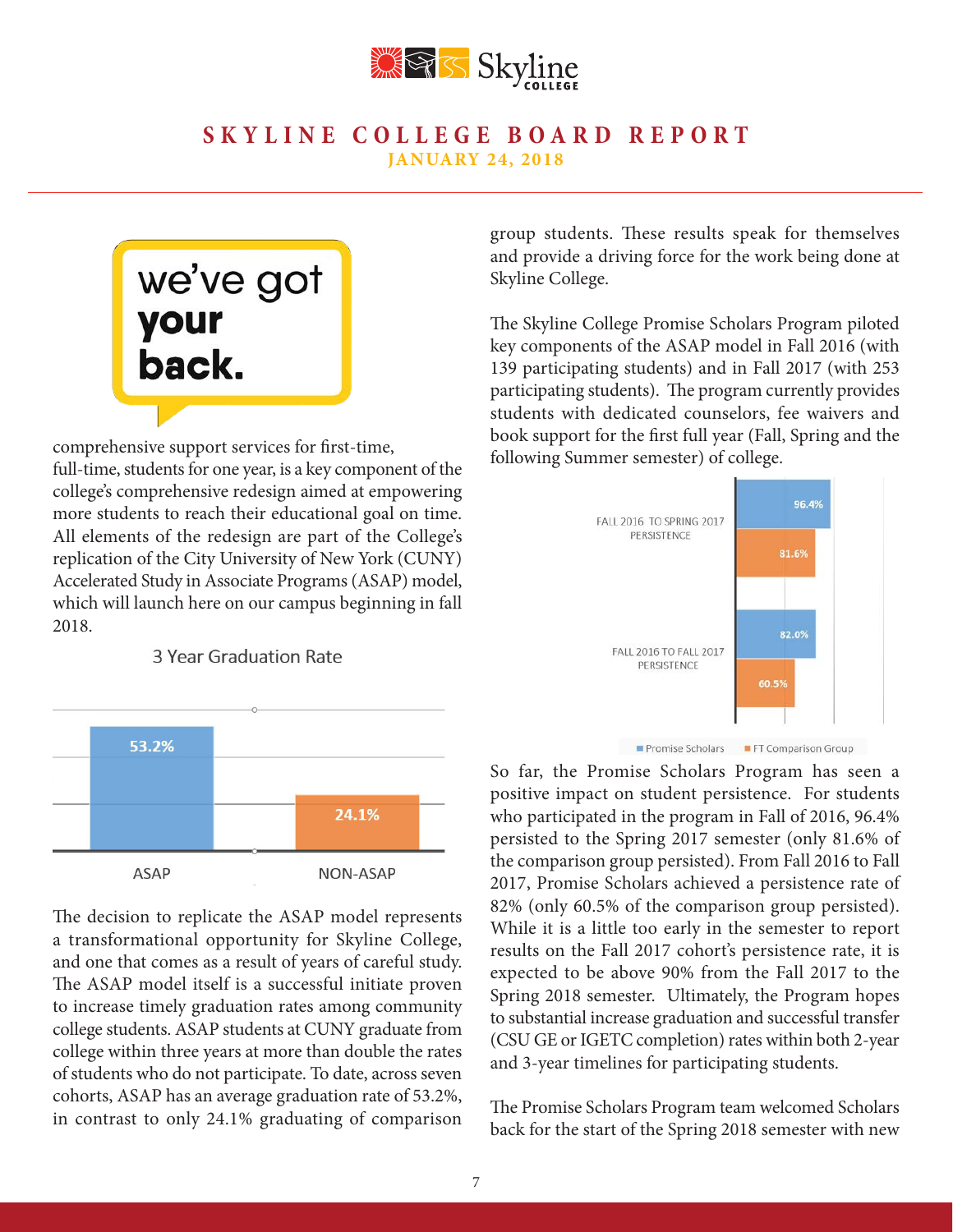# SKYLINE COLLEGE BOARD REPORT

**JANUARY 24, 2018**

we've got **your back.**

comprehensive support services for first-time, full-time, students for one year, is a key component of the college's comprehensive redesign aimed at empowering more students to reach their educational goal on time. All elements of the redesign are part of the College's replication of the City University of New York (CUNY) Accelerated Study in Associate Programs (ASAP) model, which will launch here on our campus beginning in fall 2018.

**3 Year Graduation Rate**

| | ASAP | NON-ASAP |
|---|---|---|
| 3 Year Graduation Rate | 53.2% | 24.1% |

The decision to replicate the ASAP model represents a transformational opportunity for Skyline College, and one that comes as a result of years of careful study. The ASAP model itself is a successful initiate proven to increase timely graduation rates among community college students. ASAP students at CUNY graduate from college within three years at more than double the rates of students who do not participate. To date, across seven cohorts, ASAP has an average graduation rate of 53.2%, in contrast to only 24.1% graduating of comparison group students. These results speak for themselves and provide a driving force for the work being done at Skyline College.

The Skyline College Promise Scholars Program piloted key components of the ASAP model in Fall 2016 (with 139 participating students) and in Fall 2017 (with 253 participating students). The program currently provides students with dedicated counselors, fee waivers and book support for the first full year (Fall, Spring and the following Summer semester) of college.

| | Promise Scholars | FT Comparison Group |
|---|---|---|
| FALL 2016 TO SPRING 2017 PERSISTENCE | 96.4% | 81.6% |
| FALL 2016 TO FALL 2017 PERSISTENCE | 82.0% | 60.5% |

So far, the Promise Scholars Program has seen a positive impact on student persistence. For students who participated in the program in Fall of 2016, 96.4% persisted to the Spring 2017 semester (only 81.6% of the comparison group persisted). From Fall 2016 to Fall 2017, Promise Scholars achieved a persistence rate of 82% (only 60.5% of the comparison group persisted). While it is a little too early in the semester to report results on the Fall 2017 cohort's persistence rate, it is expected to be above 90% from the Fall 2017 to the Spring 2018 semester. Ultimately, the Program hopes to substantial increase graduation and successful transfer (CSU GE or IGETC completion) rates within both 2-year and 3-year timelines for participating students.

The Promise Scholars Program team welcomed Scholars back for the start of the Spring 2018 semester with new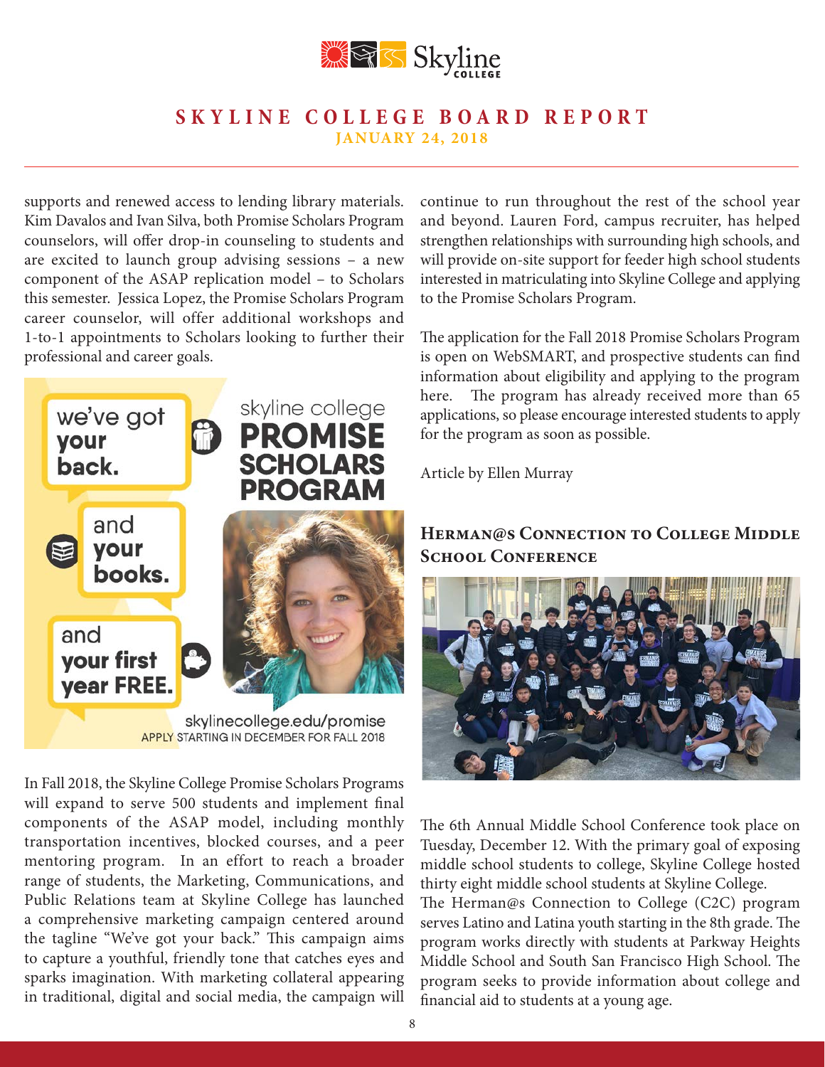supports and renewed access to lending library materials. Kim Davalos and Ivan Silva, both Promise Scholars Program counselors, will offer drop-in counseling to students and are excited to launch group advising sessions – a new component of the ASAP replication model – to Scholars this semester. Jessica Lopez, the Promise Scholars Program career counselor, will offer additional workshops and 1-to-1 appointments to Scholars looking to further their professional and career goals.

In Fall 2018, the Skyline College Promise Scholars Programs will expand to serve 500 students and implement final components of the ASAP model, including monthly transportation incentives, blocked courses, and a peer mentoring program. In an effort to reach a broader range of students, the Marketing, Communications, and Public Relations team at Skyline College has launched a comprehensive marketing campaign centered around the tagline "We've got your back." This campaign aims to capture a youthful, friendly tone that catches eyes and sparks imagination. With marketing collateral appearing in traditional, digital and social media, the campaign will continue to run throughout the rest of the school year and beyond. Lauren Ford, campus recruiter, has helped strengthen relationships with surrounding high schools, and will provide on-site support for feeder high school students interested in matriculating into Skyline College and applying to the Promise Scholars Program.

The application for the Fall 2018 Promise Scholars Program is open on WebSMART, and prospective students can find information about eligibility and applying to the program here. The program has already received more than 65 applications, so please encourage interested students to apply for the program as soon as possible.

Article by Ellen Murray

## Herman@s Connection to College Middle School Conference

The 6th Annual Middle School Conference took place on Tuesday, December 12. With the primary goal of exposing middle school students to college, Skyline College hosted thirty eight middle school students at Skyline College. The Herman@s Connection to College (C2C) program serves Latino and Latina youth starting in the 8th grade. The program works directly with students at Parkway Heights Middle School and South San Francisco High School. The program seeks to provide information about college and financial aid to students at a young age.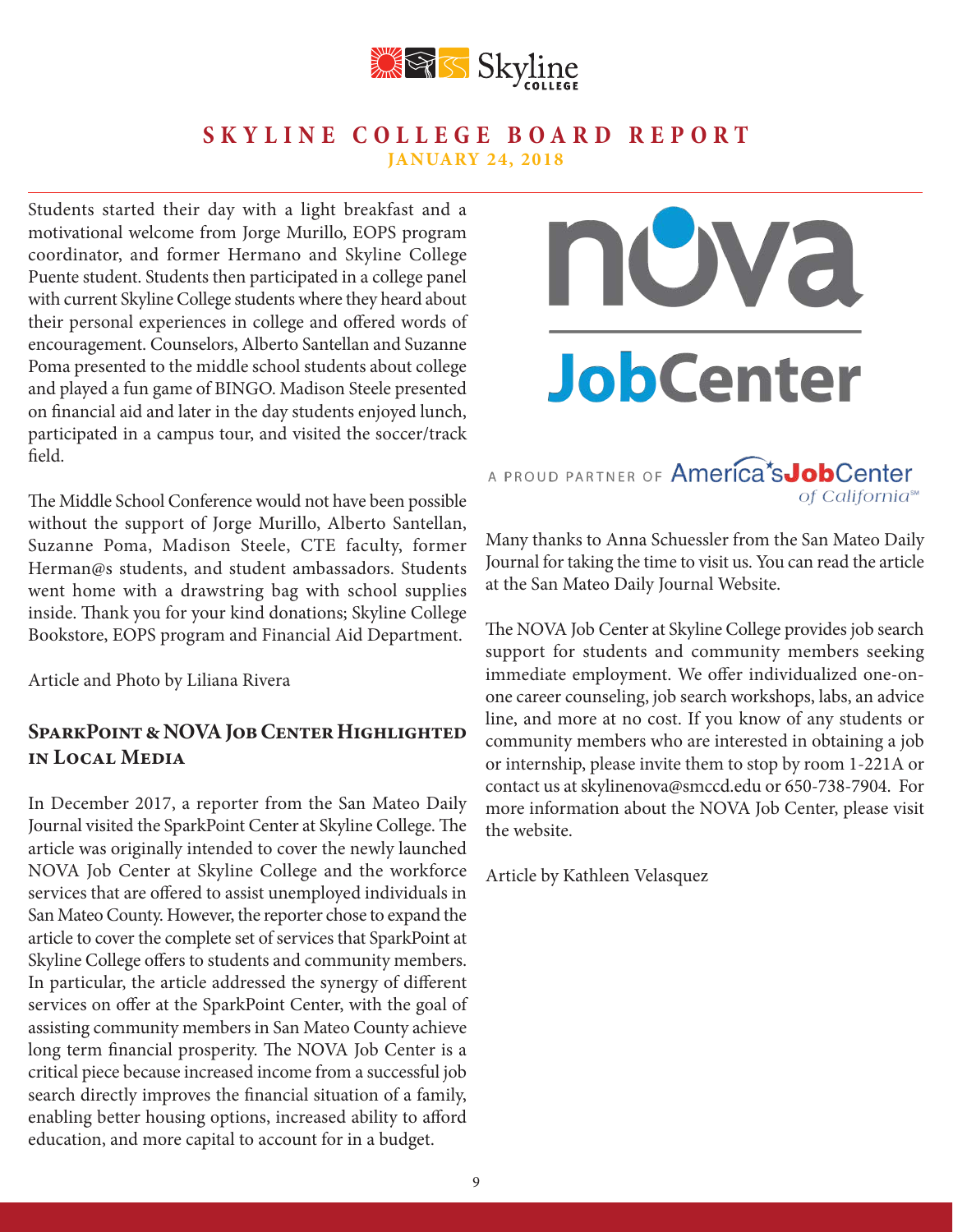Students started their day with a light breakfast and a motivational welcome from Jorge Murillo, EOPS program coordinator, and former Hermano and Skyline College Puente student. Students then participated in a college panel with current Skyline College students where they heard about their personal experiences in college and offered words of encouragement. Counselors, Alberto Santellan and Suzanne Poma presented to the middle school students about college and played a fun game of BINGO. Madison Steele presented on financial aid and later in the day students enjoyed lunch, participated in a campus tour, and visited the soccer/track field.

The Middle School Conference would not have been possible without the support of Jorge Murillo, Alberto Santellan, Suzanne Poma, Madison Steele, CTE faculty, former Herman@s students, and student ambassadors. Students went home with a drawstring bag with school supplies inside. Thank you for your kind donations; Skyline College Bookstore, EOPS program and Financial Aid Department.

Article and Photo by Liliana Rivera

## SparkPoint & NOVA Job Center Highlighted in Local Media

In December 2017, a reporter from the San Mateo Daily Journal visited the SparkPoint Center at Skyline College. The article was originally intended to cover the newly launched NOVA Job Center at Skyline College and the workforce services that are offered to assist unemployed individuals in San Mateo County. However, the reporter chose to expand the article to cover the complete set of services that SparkPoint at Skyline College offers to students and community members. In particular, the article addressed the synergy of different services on offer at the SparkPoint Center, with the goal of assisting community members in San Mateo County achieve long term financial prosperity. The NOVA Job Center is a critical piece because increased income from a successful job search directly improves the financial situation of a family, enabling better housing options, increased ability to afford education, and more capital to account for in a budget.

nova JobCenter

A PROUD PARTNER OF America's JobCenter of California℠

Many thanks to Anna Schuessler from the San Mateo Daily Journal for taking the time to visit us. You can read the article at the San Mateo Daily Journal Website.

The NOVA Job Center at Skyline College provides job search support for students and community members seeking immediate employment. We offer individualized one-on-one career counseling, job search workshops, labs, an advice line, and more at no cost. If you know of any students or community members who are interested in obtaining a job or internship, please invite them to stop by room 1-221A or contact us at skylinenova@smccd.edu or 650-738-7904. For more information about the NOVA Job Center, please visit the website.

Article by Kathleen Velasquez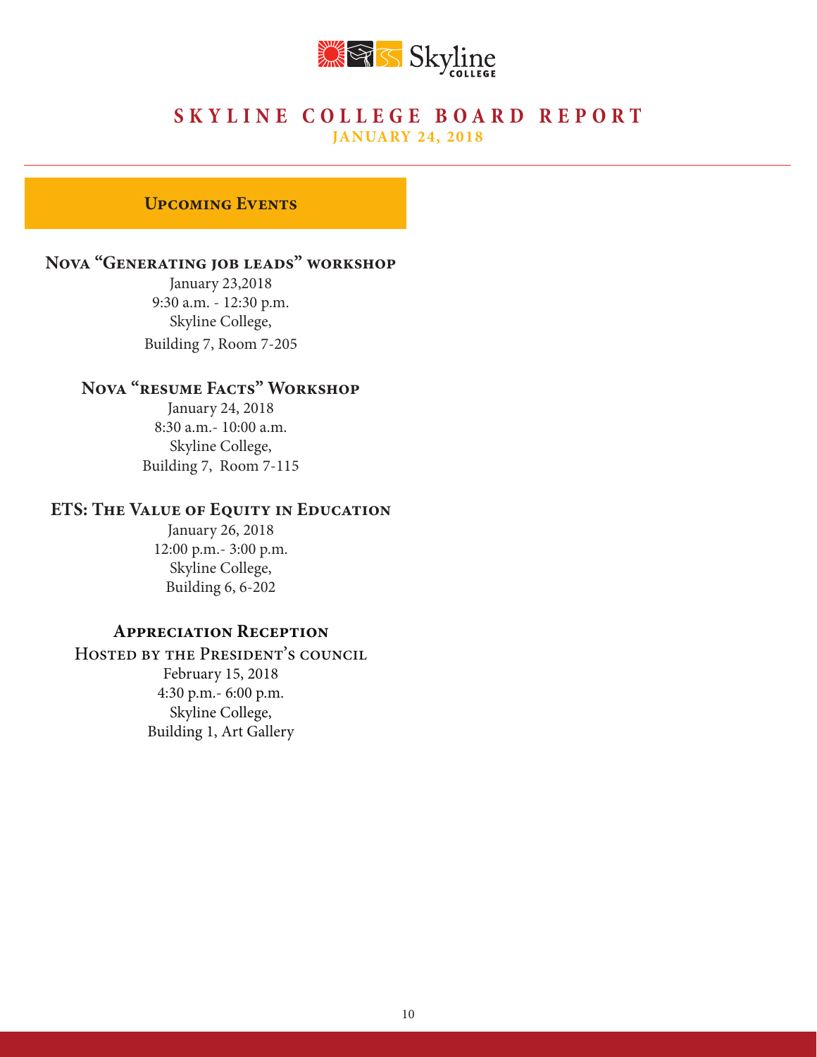# SKYLINE COLLEGE BOARD REPORT

**JANUARY 24, 2018**

## Upcoming Events

### Nova "Generating job leads" workshop

January 23,2018
9:30 a.m. - 12:30 p.m.
Skyline College,
Building 7, Room 7-205

### Nova "resume Facts" Workshop

January 24, 2018
8:30 a.m.- 10:00 a.m.
Skyline College,
Building 7, Room 7-115

### ETS: The Value of Equity in Education

January 26, 2018
12:00 p.m.- 3:00 p.m.
Skyline College,
Building 6, 6-202

### Appreciation Reception

Hosted by the President's council
February 15, 2018
4:30 p.m.- 6:00 p.m.
Skyline College,
Building 1, Art Gallery